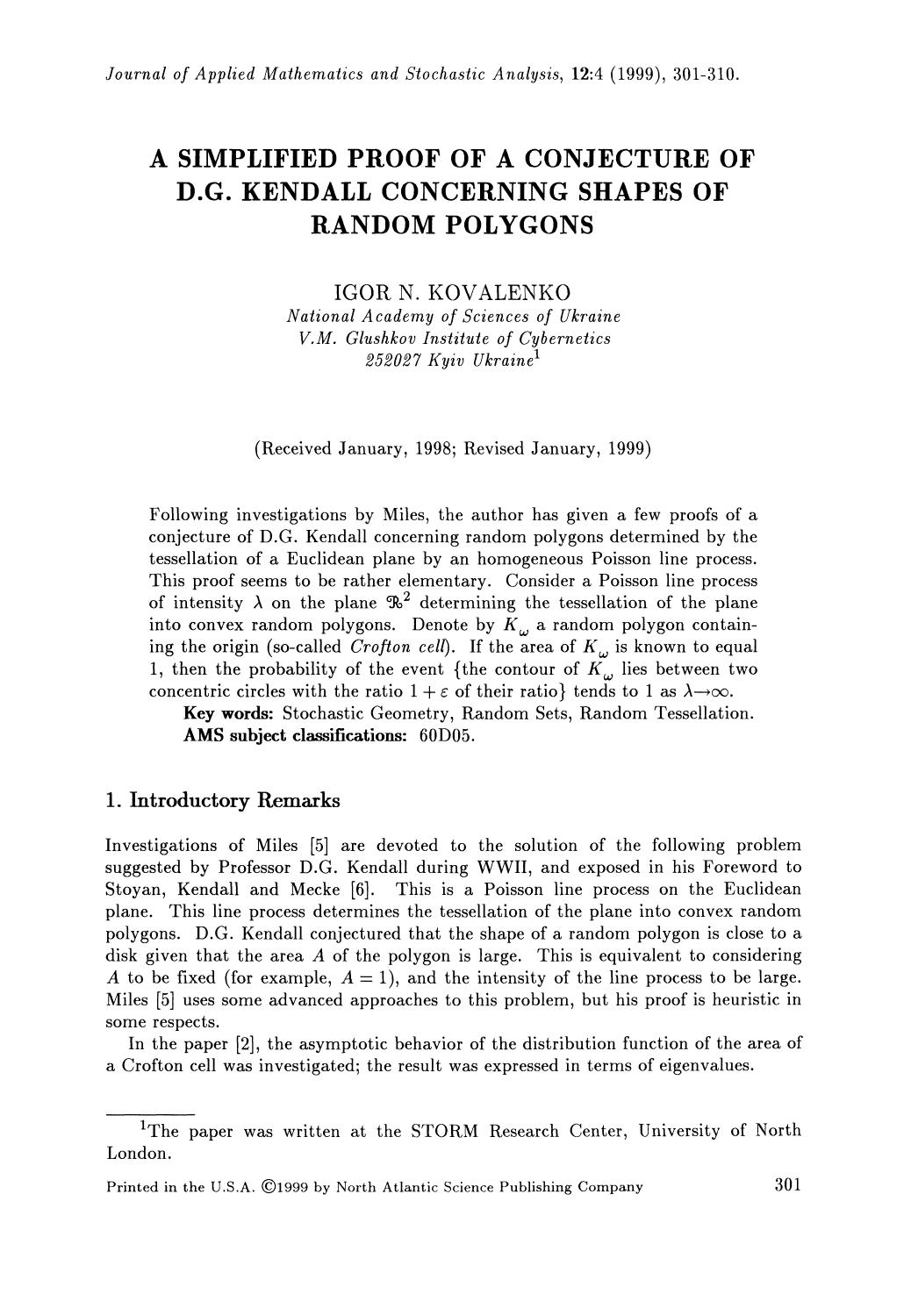# A SIMPLIFIED PROOF OF A CONJECTURE OF D.G. KENDALL CONCERNING SHAPES OF RANDOM POLYGONS

IGOR N. KOVALENKO

*National Academy of Sciences of Ukraine*
*V.M. Glushkov Institute of Cybernetics*
*252027 Kyiv Ukraine*[1]

(Received January, 1998; Revised January, 1999)

Following investigations by Miles, the author has given a few proofs of a conjecture of D.G. Kendall concerning random polygons determined by the tessellation of a Euclidean plane by an homogeneous Poisson line process. This proof seems to be rather elementary. Consider a Poisson line process of intensity $\lambda$ on the plane $\Re^2$ determining the tessellation of the plane into convex random polygons. Denote by $K_\omega$ a random polygon containing the origin (so-called *Crofton cell*). If the area of $K_\omega$ is known to equal 1, then the probability of the event {the contour of $K_\omega$ lies between two concentric circles with the ratio $1+\varepsilon$ of their ratio} tends to 1 as $\lambda \to \infty$.

**Key words:** Stochastic Geometry, Random Sets, Random Tessellation.

**AMS subject classifications:** 60D05.

## 1. Introductory Remarks

Investigations of Miles [5] are devoted to the solution of the following problem suggested by Professor D.G. Kendall during WWII, and exposed in his Foreword to Stoyan, Kendall and Mecke [6]. This is a Poisson line process on the Euclidean plane. This line process determines the tessellation of the plane into convex random polygons. D.G. Kendall conjectured that the shape of a random polygon is close to a disk given that the area $A$ of the polygon is large. This is equivalent to considering $A$ to be fixed (for example, $A = 1$), and the intensity of the line process to be large. Miles [5] uses some advanced approaches to this problem, but his proof is heuristic in some respects.

In the paper [2], the asymptotic behavior of the distribution function of the area of a Crofton cell was investigated; the result was expressed in terms of eigenvalues.

---

[1] The paper was written at the STORM Research Center, University of North London.

Printed in the U.S.A. ©1999 by North Atlantic Science Publishing Company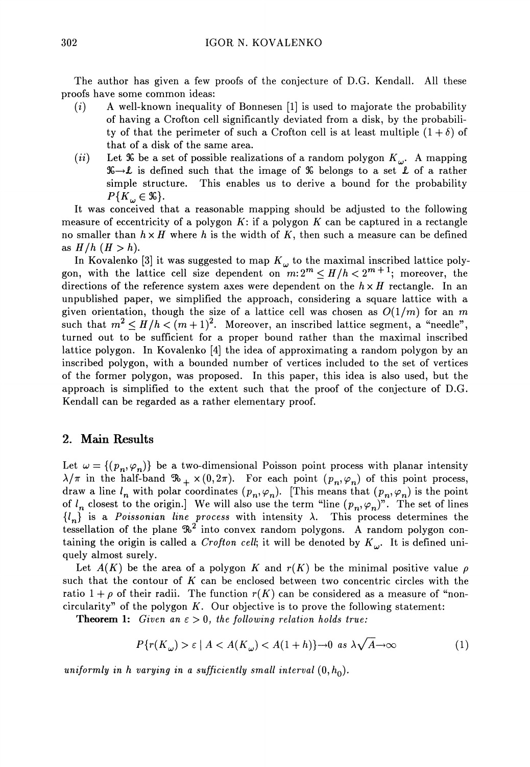The author has given a few proofs of the conjecture of D.G. Kendall. All these proofs have some common ideas:

(*i*) A well-known inequality of Bonnesen [1] is used to majorate the probability of having a Crofton cell significantly deviated from a disk, by the probability of that the perimeter of such a Crofton cell is at least multiple $(1+\delta)$ of that of a disk of the same area.

(*ii*) Let $\mathfrak{K}$ be a set of possible realizations of a random polygon $K_\omega$. A mapping $\mathfrak{K} \to \mathfrak{L}$ is defined such that the image of $\mathfrak{K}$ belongs to a set $\mathfrak{L}$ of a rather simple structure. This enables us to derive a bound for the probability $P\{K_\omega \in \mathfrak{K}\}$.

It was conceived that a reasonable mapping should be adjusted to the following measure of eccentricity of a polygon $K$: if a polygon $K$ can be captured in a rectangle no smaller than $h \times H$ where $h$ is the width of $K$, then such a measure can be defined as $H/h$ $(H > h)$.

In Kovalenko [3] it was suggested to map $K_\omega$ to the maximal inscribed lattice polygon, with the lattice cell size dependent on $m: 2^m \leq H/h < 2^{m+1}$; moreover, the directions of the reference system axes were dependent on the $h \times H$ rectangle. In an unpublished paper, we simplified the approach, considering a square lattice with a given orientation, though the size of a lattice cell was chosen as $O(1/m)$ for an $m$ such that $m^2 \leq H/h < (m+1)^2$. Moreover, an inscribed lattice segment, a "needle", turned out to be sufficient for a proper bound rather than the maximal inscribed lattice polygon. In Kovalenko [4] the idea of approximating a random polygon by an inscribed polygon, with a bounded number of vertices included to the set of vertices of the former polygon, was proposed. In this paper, this idea is also used, but the approach is simplified to the extent such that the proof of the conjecture of D.G. Kendall can be regarded as a rather elementary proof.

## 2. Main Results

Let $\omega = \{(p_n, \varphi_n)\}$ be a two-dimensional Poisson point process with planar intensity $\lambda/\pi$ in the half-band $\mathfrak{R}_+ \times (0, 2\pi)$. For each point $(p_n, \varphi_n)$ of this point process, draw a line $l_n$ with polar coordinates $(p_n, \varphi_n)$. [This means that $(p_n, \varphi_n)$ is the point of $l_n$ closest to the origin.] We will also use the term "line $(p_n, \varphi_n)$". The set of lines $\{l_n\}$ is a *Poissonian line process* with intensity $\lambda$. This process determines the tessellation of the plane $\mathfrak{R}^2$ into convex random polygons. A random polygon containing the origin is called a *Crofton cell*; it will be denoted by $K_\omega$. It is defined uniquely almost surely.

Let $A(K)$ be the area of a polygon $K$ and $r(K)$ be the minimal positive value $\rho$ such that the contour of $K$ can be enclosed between two concentric circles with the ratio $1+\rho$ of their radii. The function $r(K)$ can be considered as a measure of "noncircularity" of the polygon $K$. Our objective is to prove the following statement:

**Theorem 1:** *Given an $\varepsilon > 0$, the following relation holds true:*

$$P\{r(K_\omega) > \varepsilon \mid A < A(K_\omega) < A(1+h)\} \to 0 \text{ as } \lambda\sqrt{A} \to \infty \tag{1}$$

*uniformly in $h$ varying in a sufficiently small interval $(0, h_0)$.*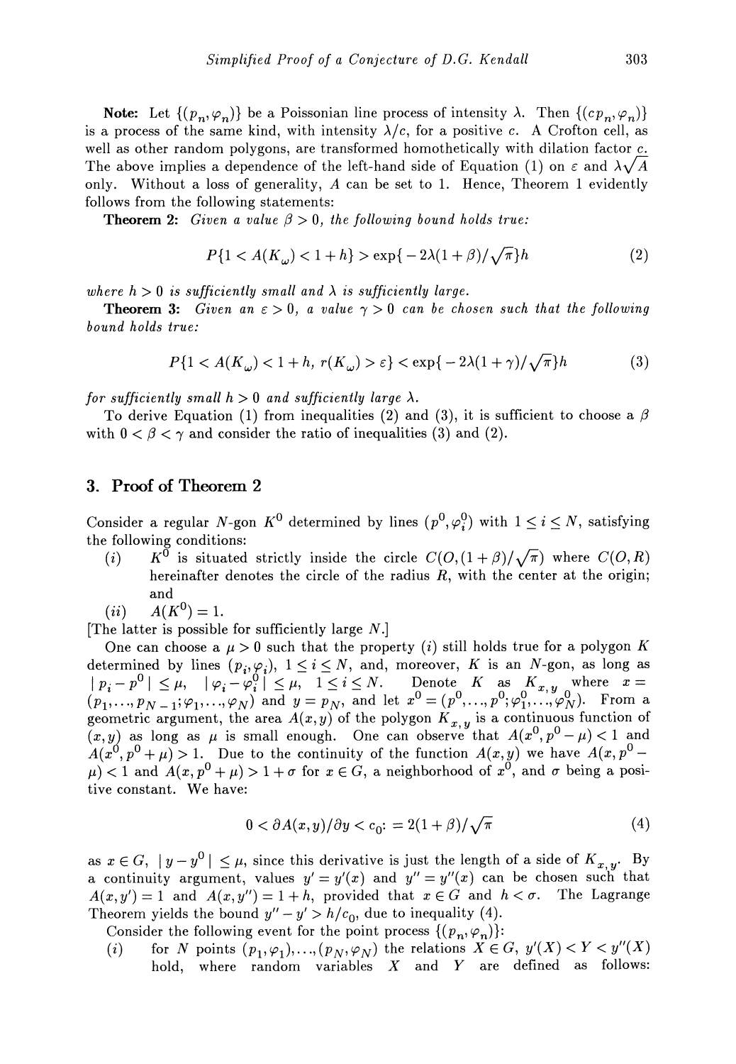**Note:** Let $\{(p_n, \varphi_n)\}$ be a Poissonian line process of intensity $\lambda$. Then $\{(cp_n, \varphi_n)\}$ is a process of the same kind, with intensity $\lambda/c$, for a positive $c$. A Crofton cell, as well as other random polygons, are transformed homothetically with dilation factor $c$. The above implies a dependence of the left-hand side of Equation (1) on $\varepsilon$ and $\lambda\sqrt{A}$ only. Without a loss of generality, $A$ can be set to 1. Hence, Theorem 1 evidently follows from the following statements:

**Theorem 2:** *Given a value $\beta > 0$, the following bound holds true:*

$$P\{1 < A(K_\omega) < 1 + h\} > \exp\{-2\lambda(1+\beta)/\sqrt{\pi}\}h \tag{2}$$

*where $h > 0$ is sufficiently small and $\lambda$ is sufficiently large.*

**Theorem 3:** *Given an $\varepsilon > 0$, a value $\gamma > 0$ can be chosen such that the following bound holds true:*

$$P\{1 < A(K_\omega) < 1 + h,\ r(K_\omega) > \varepsilon\} < \exp\{-2\lambda(1+\gamma)/\sqrt{\pi}\}h \tag{3}$$

*for sufficiently small $h > 0$ and sufficiently large $\lambda$.*

To derive Equation (1) from inequalities (2) and (3), it is sufficient to choose a $\beta$ with $0 < \beta < \gamma$ and consider the ratio of inequalities (3) and (2).

## 3. Proof of Theorem 2

Consider a regular $N$-gon $K^0$ determined by lines $(p^0, \varphi_i^0)$ with $1 \le i \le N$, satisfying the following conditions:

(*i*) $K^0$ is situated strictly inside the circle $C(O, (1+\beta)/\sqrt{\pi})$ where $C(O, R)$ hereinafter denotes the circle of the radius $R$, with the center at the origin; and

(*ii*) $A(K^0) = 1$.

[The latter is possible for sufficiently large $N$.]

One can choose a $\mu > 0$ such that the property (*i*) still holds true for a polygon $K$ determined by lines $(p_i, \varphi_i)$, $1 \le i \le N$, and, moreover, $K$ is an $N$-gon, as long as $|p_i - p^0| \le \mu$, $|\varphi_i - \varphi_i^0| \le \mu$, $1 \le i \le N$. Denote $K$ as $K_{x,y}$ where $x = (p_1, \ldots, p_{N-1}; \varphi_1, \ldots, \varphi_N)$ and $y = p_N$, and let $x^0 = (p^0, \ldots, p^0; \varphi_1^0, \ldots, \varphi_N^0)$. From a geometric argument, the area $A(x, y)$ of the polygon $K_{x,y}$ is a continuous function of $(x, y)$ as long as $\mu$ is small enough. One can observe that $A(x^0, p^0 - \mu) < 1$ and $A(x^0, p^0 + \mu) > 1$. Due to the continuity of the function $A(x, y)$ we have $A(x, p^0 - \mu) < 1$ and $A(x, p^0 + \mu) > 1 + \sigma$ for $x \in G$, a neighborhood of $x^0$, and $\sigma$ being a positive constant. We have:

$$0 < \partial A(x, y)/\partial y < c_0 := 2(1+\beta)/\sqrt{\pi} \tag{4}$$

as $x \in G$, $|y - y^0| \le \mu$, since this derivative is just the length of a side of $K_{x,y}$. By a continuity argument, values $y' = y'(x)$ and $y'' = y''(x)$ can be chosen such that $A(x, y') = 1$ and $A(x, y'') = 1 + h$, provided that $x \in G$ and $h < \sigma$. The Lagrange Theorem yields the bound $y'' - y' > h/c_0$, due to inequality (4).

Consider the following event for the point process $\{(p_n, \varphi_n)\}$:

(*i*) for $N$ points $(p_1, \varphi_1), \ldots, (p_N, \varphi_N)$ the relations $X \in G$, $y'(X) < Y < y''(X)$ hold, where random variables $X$ and $Y$ are defined as follows: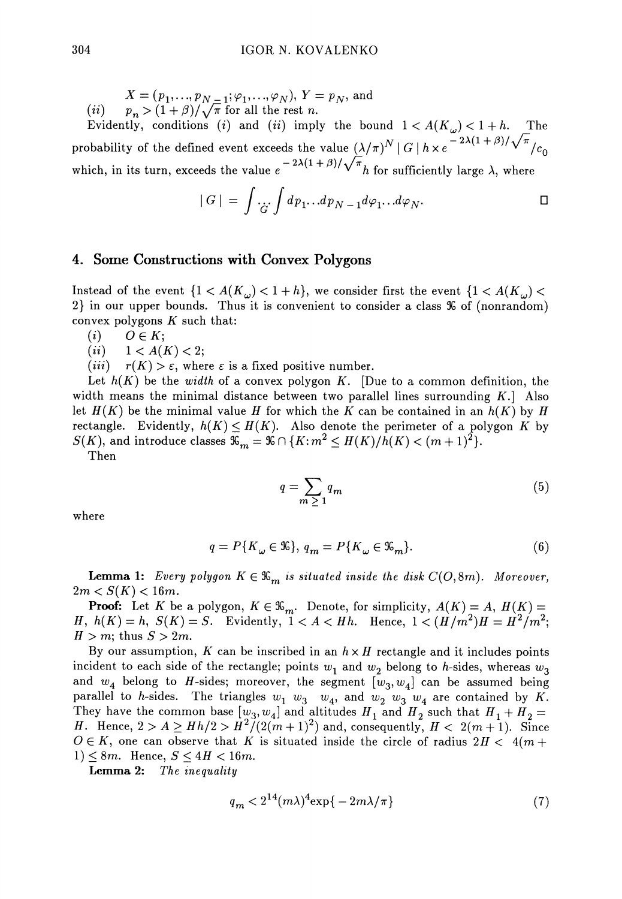$X = (p_1, \ldots, p_{N-1}; \varphi_1, \ldots, \varphi_N)$, $Y = p_N$, and

(*ii*) $p_n > (1+\beta)/\sqrt{\pi}$ for all the rest $n$.

Evidently, conditions (*i*) and (*ii*) imply the bound $1 < A(K_\omega) < 1+h$. The probability of the defined event exceeds the value $(\lambda/\pi)^N \mid G \mid h \times e^{-2\lambda(1+\beta)/\sqrt{\pi}}/c_0$ which, in its turn, exceeds the value $e^{-2\lambda(1+\beta)/\sqrt{\pi}}h$ for sufficiently large $\lambda$, where

$$\mid G \mid = \int \underset{G}{\cdots} \int dp_1 \ldots dp_{N-1} d\varphi_1 \ldots d\varphi_N. \qquad \square$$

## 4. Some Constructions with Convex Polygons

Instead of the event $\{1 < A(K_\omega) < 1+h\}$, we consider first the event $\{1 < A(K_\omega) < 2\}$ in our upper bounds. Thus it is convenient to consider a class $\mathfrak{K}$ of (nonrandom) convex polygons $K$ such that:

(*i*) $O \in K$;

(*ii*) $1 < A(K) < 2$;

(*iii*) $r(K) > \varepsilon$, where $\varepsilon$ is a fixed positive number.

Let $h(K)$ be the *width* of a convex polygon $K$. [Due to a common definition, the width means the minimal distance between two parallel lines surrounding $K$.] Also let $H(K)$ be the minimal value $H$ for which the $K$ can be contained in an $h(K)$ by $H$ rectangle. Evidently, $h(K) \leq H(K)$. Also denote the perimeter of a polygon $K$ by $S(K)$, and introduce classes $\mathfrak{K}_m = \mathfrak{K} \cap \{K: m^2 \leq H(K)/h(K) < (m+1)^2\}$.

Then

$$q = \sum_{m \geq 1} q_m \tag{5}$$

where

$$q = P\{K_\omega \in \mathfrak{K}\}, \; q_m = P\{K_\omega \in \mathfrak{K}_m\}. \tag{6}$$

**Lemma 1:** *Every polygon $K \in \mathfrak{K}_m$ is situated inside the disk $C(O, 8m)$. Moreover, $2m < S(K) < 16m$.*

**Proof:** Let $K$ be a polygon, $K \in \mathfrak{K}_m$. Denote, for simplicity, $A(K) = A$, $H(K) = H$, $h(K) = h$, $S(K) = S$. Evidently, $1 < A < Hh$. Hence, $1 < (H/m^2)H = H^2/m^2$; $H > m$; thus $S > 2m$.

By our assumption, $K$ can be inscribed in an $h \times H$ rectangle and it includes points incident to each side of the rectangle; points $w_1$ and $w_2$ belong to $h$-sides, whereas $w_3$ and $w_4$ belong to $H$-sides; moreover, the segment $[w_3, w_4]$ can be assumed being parallel to $h$-sides. The triangles $w_1\, w_3\, w_4$, and $w_2\, w_3\, w_4$ are contained by $K$. They have the common base $[w_3, w_4]$ and altitudes $H_1$ and $H_2$ such that $H_1 + H_2 = H$. Hence, $2 > A \geq Hh/2 > H^2/(2(m+1)^2)$ and, consequently, $H < 2(m+1)$. Since $O \in K$, one can observe that $K$ is situated inside the circle of radius $2H < 4(m+1) \leq 8m$. Hence, $S \leq 4H < 16m$.

**Lemma 2:** *The inequality*

$$q_m < 2^{14}(m\lambda)^4 \exp\{-2m\lambda/\pi\} \tag{7}$$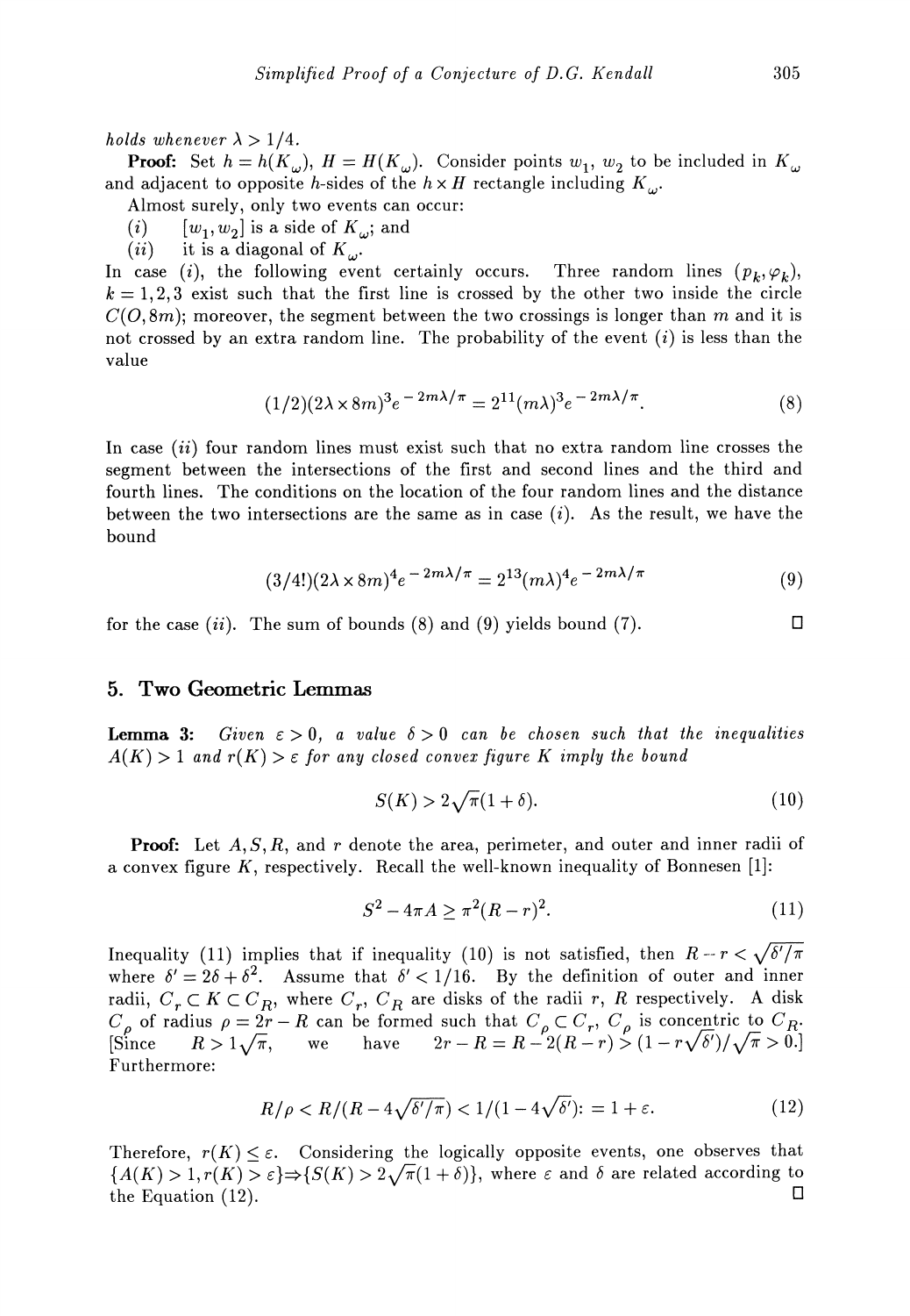*holds whenever* $\lambda > 1/4$.

**Proof:** Set $h = h(K_\omega)$, $H = H(K_\omega)$. Consider points $w_1$, $w_2$ to be included in $K_\omega$ and adjacent to opposite $h$-sides of the $h \times H$ rectangle including $K_\omega$.

Almost surely, only two events can occur:

(*i*) $[w_1, w_2]$ is a side of $K_\omega$; and

(*ii*) it is a diagonal of $K_\omega$.

In case (*i*), the following event certainly occurs. Three random lines $(p_k, \varphi_k)$, $k = 1, 2, 3$ exist such that the first line is crossed by the other two inside the circle $C(O, 8m)$; moreover, the segment between the two crossings is longer than $m$ and it is not crossed by an extra random line. The probability of the event (*i*) is less than the value

$$(1/2)(2\lambda \times 8m)^3 e^{-2m\lambda/\pi} = 2^{11}(m\lambda)^3 e^{-2m\lambda/\pi}. \tag{8}$$

In case (*ii*) four random lines must exist such that no extra random line crosses the segment between the intersections of the first and second lines and the third and fourth lines. The conditions on the location of the four random lines and the distance between the two intersections are the same as in case (*i*). As the result, we have the bound

$$(3/4!)(2\lambda \times 8m)^4 e^{-2m\lambda/\pi} = 2^{13}(m\lambda)^4 e^{-2m\lambda/\pi} \tag{9}$$

for the case (*ii*). The sum of bounds (8) and (9) yields bound (7). □

## 5. Two Geometric Lemmas

**Lemma 3:** *Given* $\varepsilon > 0$, *a value* $\delta > 0$ *can be chosen such that the inequalities* $A(K) > 1$ *and* $r(K) > \varepsilon$ *for any closed convex figure* $K$ *imply the bound*

$$S(K) > 2\sqrt{\pi}(1 + \delta). \tag{10}$$

**Proof:** Let $A, S, R$, and $r$ denote the area, perimeter, and outer and inner radii of a convex figure $K$, respectively. Recall the well-known inequality of Bonnesen [1]:

$$S^2 - 4\pi A \geq \pi^2(R - r)^2. \tag{11}$$

Inequality (11) implies that if inequality (10) is not satisfied, then $R - r < \sqrt{\delta'/\pi}$ where $\delta' = 2\delta + \delta^2$. Assume that $\delta' < 1/16$. By the definition of outer and inner radii, $C_r \subset K \subset C_R$, where $C_r$, $C_R$ are disks of the radii $r$, $R$ respectively. A disk $C_\rho$ of radius $\rho = 2r - R$ can be formed such that $C_\rho \subset C_r$, $C_\rho$ is concentric to $C_R$. [Since $R > 1\sqrt{\pi}$, we have $2r - R = R - 2(R - r) > (1 - r\sqrt{\delta'})/\sqrt{\pi} > 0$.] Furthermore:

$$R/\rho < R/(R - 4\sqrt{\delta'/\pi}) < 1/(1 - 4\sqrt{\delta'}) := 1 + \varepsilon. \tag{12}$$

Therefore, $r(K) \leq \varepsilon$. Considering the logically opposite events, one observes that $\{A(K) > 1, r(K) > \varepsilon\} \Rightarrow \{S(K) > 2\sqrt{\pi}(1 + \delta)\}$, where $\varepsilon$ and $\delta$ are related according to the Equation (12). □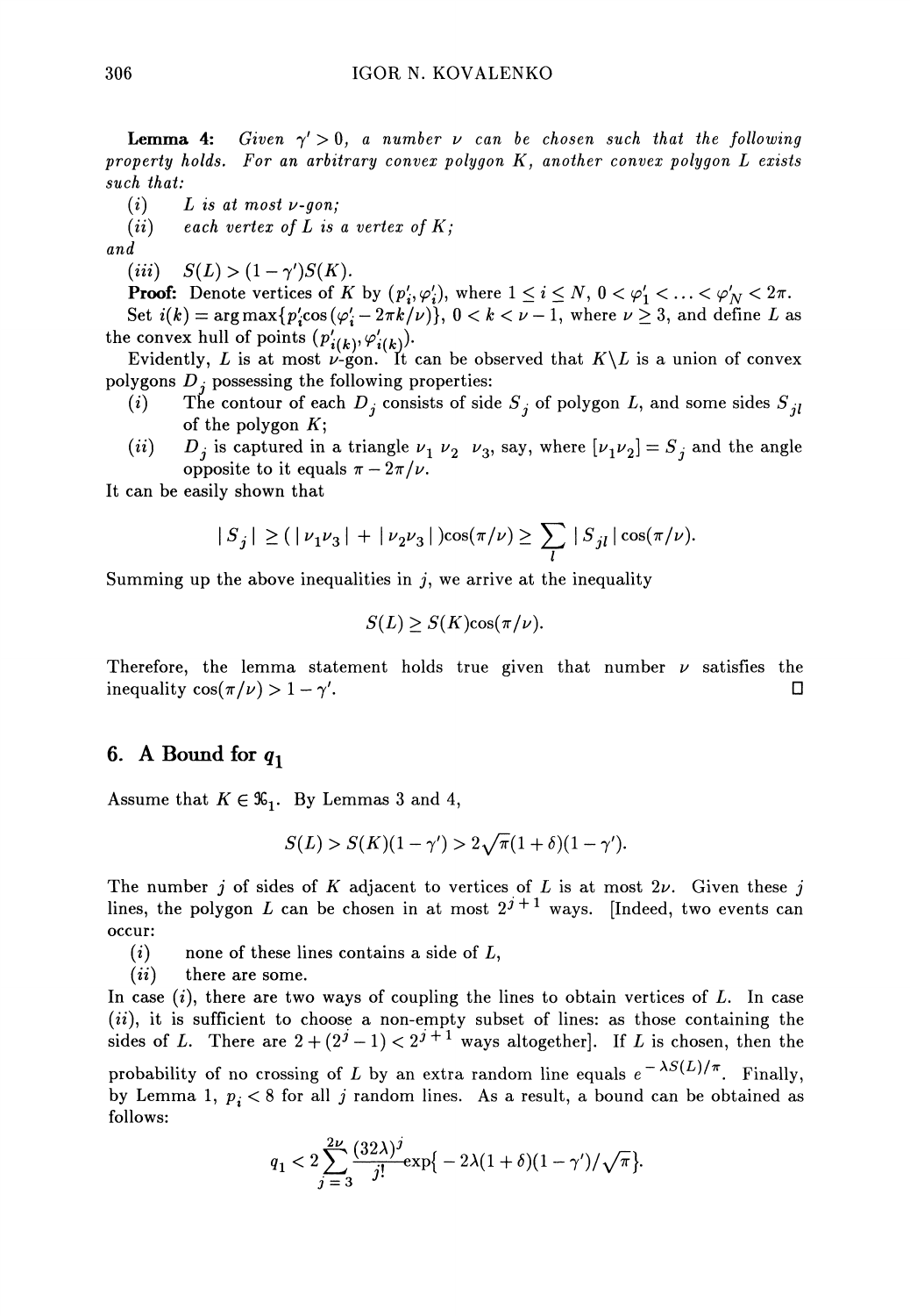**Lemma 4:** *Given $\gamma' > 0$, a number $\nu$ can be chosen such that the following property holds. For an arbitrary convex polygon $K$, another convex polygon $L$ exists such that:*

(*i*) *$L$ is at most $\nu$-gon;*

(*ii*) *each vertex of $L$ is a vertex of $K$;*

*and*

(*iii*) *$S(L) > (1-\gamma')S(K)$.*

**Proof:** Denote vertices of $K$ by $(p_i', \varphi_i')$, where $1 \le i \le N$, $0 < \varphi_1' < \ldots < \varphi_N' < 2\pi$.

Set $i(k) = \arg\max\{p_i' \cos(\varphi_i' - 2\pi k/\nu)\}$, $0 < k < \nu - 1$, where $\nu \ge 3$, and define $L$ as the convex hull of points $(p'_{i(k)}, \varphi'_{i(k)})$.

Evidently, $L$ is at most $\nu$-gon. It can be observed that $K \backslash L$ is a union of convex polygons $D_j$ possessing the following properties:

(*i*) The contour of each $D_j$ consists of side $S_j$ of polygon $L$, and some sides $S_{jl}$ of the polygon $K$;

(*ii*) $D_j$ is captured in a triangle $\nu_1\ \nu_2\ \nu_3$, say, where $[\nu_1\nu_2] = S_j$ and the angle opposite to it equals $\pi - 2\pi/\nu$.

It can be easily shown that

$$|S_j| \ge (|\nu_1\nu_3| + |\nu_2\nu_3|)\cos(\pi/\nu) \ge \sum_l |S_{jl}|\cos(\pi/\nu).$$

Summing up the above inequalities in $j$, we arrive at the inequality

$$S(L) \ge S(K)\cos(\pi/\nu).$$

Therefore, the lemma statement holds true given that number $\nu$ satisfies the inequality $\cos(\pi/\nu) > 1 - \gamma'$. □

## 6. A Bound for $q_1$

Assume that $K \in \mathfrak{K}_1$. By Lemmas 3 and 4,

$$S(L) > S(K)(1-\gamma') > 2\sqrt{\pi}(1+\delta)(1-\gamma').$$

The number $j$ of sides of $K$ adjacent to vertices of $L$ is at most $2\nu$. Given these $j$ lines, the polygon $L$ can be chosen in at most $2^{j+1}$ ways. [Indeed, two events can occur:

(*i*) none of these lines contains a side of $L$,

(*ii*) there are some.

In case (*i*), there are two ways of coupling the lines to obtain vertices of $L$. In case (*ii*), it is sufficient to choose a non-empty subset of lines: as those containing the sides of $L$. There are $2 + (2^j - 1) < 2^{j+1}$ ways altogether]. If $L$ is chosen, then the probability of no crossing of $L$ by an extra random line equals $e^{-\lambda S(L)/\pi}$. Finally, by Lemma 1, $p_i < 8$ for all $j$ random lines. As a result, a bound can be obtained as follows:

$$q_1 < 2\sum_{j=3}^{2\nu} \frac{(32\lambda)^j}{j!} \exp\{-2\lambda(1+\delta)(1-\gamma')/\sqrt{\pi}\}.$$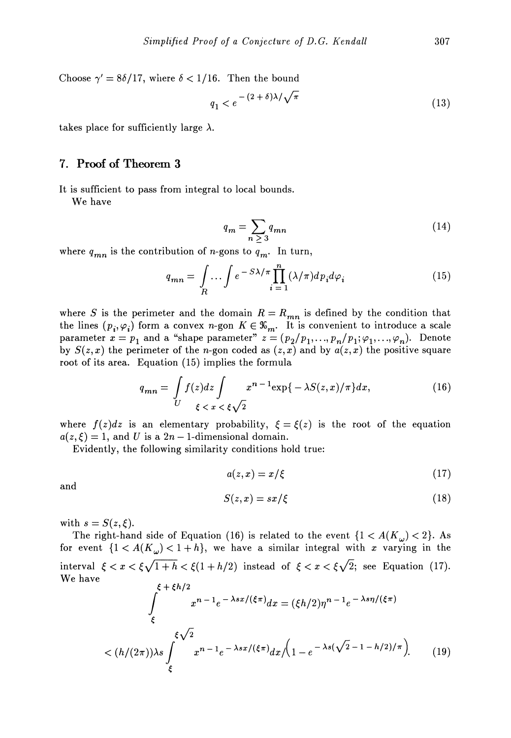Choose $\gamma' = 8\delta/17$, where $\delta < 1/16$. Then the bound

$$q_1 < e^{-(2+\delta)\lambda/\sqrt{\pi}} \tag{13}$$

takes place for sufficiently large $\lambda$.

## 7. Proof of Theorem 3

It is sufficient to pass from integral to local bounds.

We have

$$q_m = \sum_{n \geq 3} q_{mn} \tag{14}$$

where $q_{mn}$ is the contribution of $n$-gons to $q_m$. In turn,

$$q_{mn} = \int_R \cdots \int e^{-S\lambda/\pi} \prod_{i=1}^{n} (\lambda/\pi) dp_i d\varphi_i \tag{15}$$

where $S$ is the perimeter and the domain $R = R_{mn}$ is defined by the condition that the lines $(p_i, \varphi_i)$ form a convex $n$-gon $K \in \mathfrak{K}_m$. It is convenient to introduce a scale parameter $x = p_1$ and a "shape parameter" $z = (p_2/p_1, \ldots, p_n/p_1; \varphi_1, \ldots, \varphi_n)$. Denote by $S(z,x)$ the perimeter of the $n$-gon coded as $(z,x)$ and by $a(z,x)$ the positive square root of its area. Equation (15) implies the formula

$$q_{mn} = \int_U f(z)dz \int_{\xi < x < \xi\sqrt{2}} x^{n-1} \exp\{-\lambda S(z,x)/\pi\} dx, \tag{16}$$

where $f(z)dz$ is an elementary probability, $\xi = \xi(z)$ is the root of the equation $a(z,\xi) = 1$, and $U$ is a $2n-1$-dimensional domain.

Evidently, the following similarity conditions hold true:

$$a(z,x) = x/\xi \tag{17}$$

and

$$S(z,x) = sx/\xi \tag{18}$$

with $s = S(z,\xi)$.

The right-hand side of Equation (16) is related to the event $\{1 < A(K_\omega) < 2\}$. As for event $\{1 < A(K_\omega) < 1+h\}$, we have a similar integral with $x$ varying in the interval $\xi < x < \xi\sqrt{1+h} < \xi(1+h/2)$ instead of $\xi < x < \xi\sqrt{2}$; see Equation (17). We have

$$\int_{\xi}^{\xi+\xi h/2} x^{n-1} e^{-\lambda s x/(\xi\pi)} dx = (\xi h/2)\eta^{n-1} e^{-\lambda s\eta/(\xi\pi)}$$

$$< (h/(2\pi))\lambda s \int_{\xi}^{\xi\sqrt{2}} x^{n-1} e^{-\lambda s x/(\xi\pi)} dx \Big/ \left(1 - e^{-\lambda s(\sqrt{2}-1-h/2)/\pi}\right). \tag{19}$$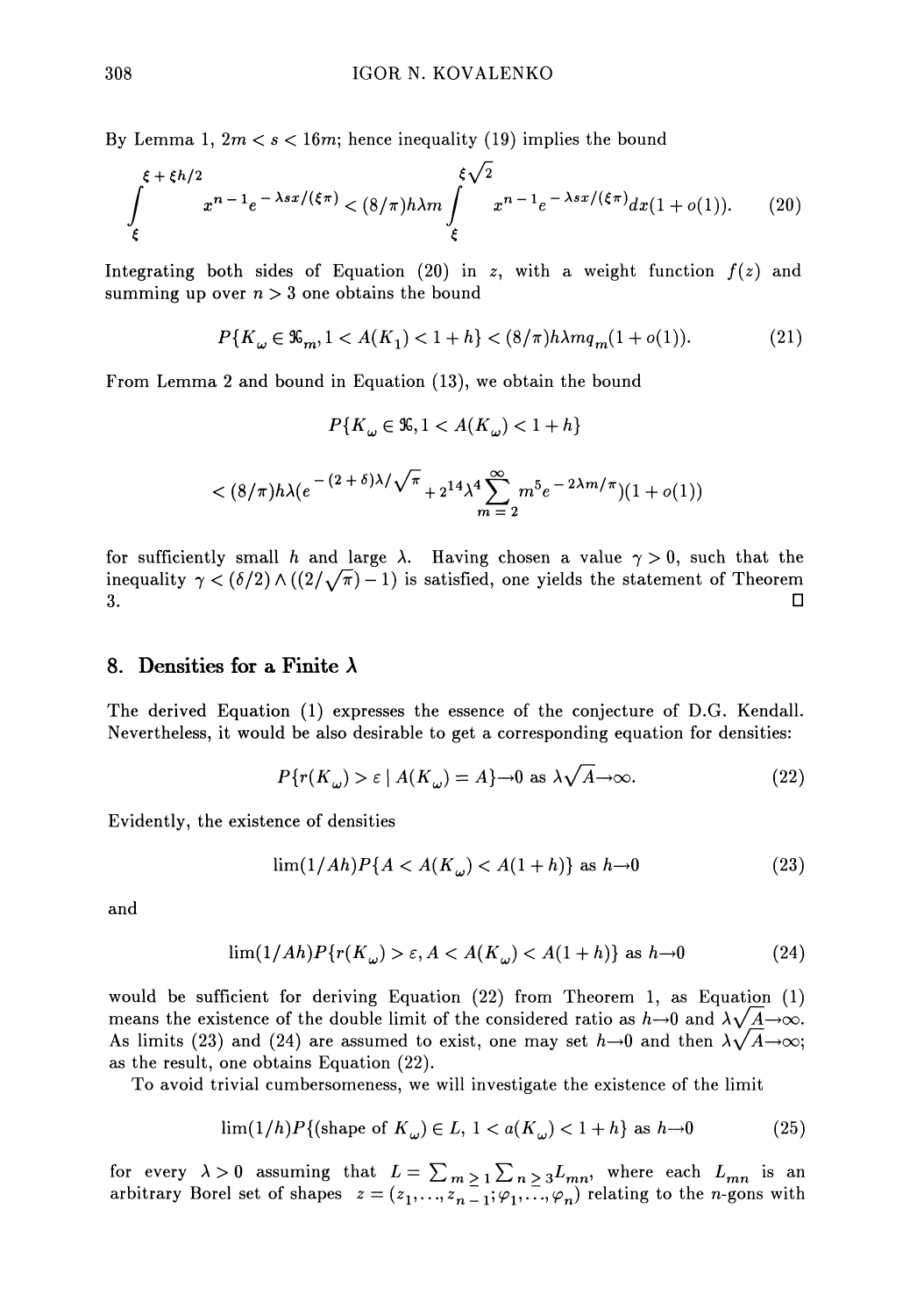By Lemma 1, $2m < s < 16m$; hence inequality (19) implies the bound

$$\int_{\xi}^{\xi + \xi h/2} x^{n-1} e^{-\lambda s x/(\xi \pi)} < (8/\pi) h \lambda m \int_{\xi}^{\xi\sqrt{2}} x^{n-1} e^{-\lambda s x/(\xi \pi)} dx (1 + o(1)). \tag{20}$$

Integrating both sides of Equation (20) in $z$, with a weight function $f(z)$ and summing up over $n > 3$ one obtains the bound

$$P\{K_{\omega} \in \mathfrak{K}_m, 1 < A(K_1) < 1 + h\} < (8/\pi) h \lambda m q_m (1 + o(1)). \tag{21}$$

From Lemma 2 and bound in Equation (13), we obtain the bound

$$P\{K_{\omega} \in \mathfrak{K}, 1 < A(K_{\omega}) < 1 + h\}$$

$$< (8/\pi) h \lambda (e^{-(2+\delta)\lambda/\sqrt{\pi}} + 2^{14} \lambda^4 \sum_{m=2}^{\infty} m^5 e^{-2\lambda m/\pi})(1 + o(1))$$

for sufficiently small $h$ and large $\lambda$. Having chosen a value $\gamma > 0$, such that the inequality $\gamma < (\delta/2) \wedge ((2/\sqrt{\pi}) - 1)$ is satisfied, one yields the statement of Theorem 3. □

## 8. Densities for a Finite $\lambda$

The derived Equation (1) expresses the essence of the conjecture of D.G. Kendall. Nevertheless, it would be also desirable to get a corresponding equation for densities:

$$P\{r(K_{\omega}) > \varepsilon \mid A(K_{\omega}) = A\} \to 0 \text{ as } \lambda\sqrt{A} \to \infty. \tag{22}$$

Evidently, the existence of densities

$$\lim (1/Ah) P\{A < A(K_{\omega}) < A(1 + h)\} \text{ as } h \to 0 \tag{23}$$

and

$$\lim (1/Ah) P\{r(K_{\omega}) > \varepsilon, A < A(K_{\omega}) < A(1 + h)\} \text{ as } h \to 0 \tag{24}$$

would be sufficient for deriving Equation (22) from Theorem 1, as Equation (1) means the existence of the double limit of the considered ratio as $h \to 0$ and $\lambda\sqrt{A} \to \infty$. As limits (23) and (24) are assumed to exist, one may set $h \to 0$ and then $\lambda\sqrt{A} \to \infty$; as the result, one obtains Equation (22).

To avoid trivial cumbersomeness, we will investigate the existence of the limit

$$\lim (1/h) P\{(\text{shape of } K_{\omega}) \in L, \ 1 < a(K_{\omega}) < 1 + h\} \text{ as } h \to 0 \tag{25}$$

for every $\lambda > 0$ assuming that $L = \sum_{m \geq 1} \sum_{n \geq 3} L_{mn}$, where each $L_{mn}$ is an arbitrary Borel set of shapes $z = (z_1, \ldots, z_{n-1}; \varphi_1, \ldots, \varphi_n)$ relating to the $n$-gons with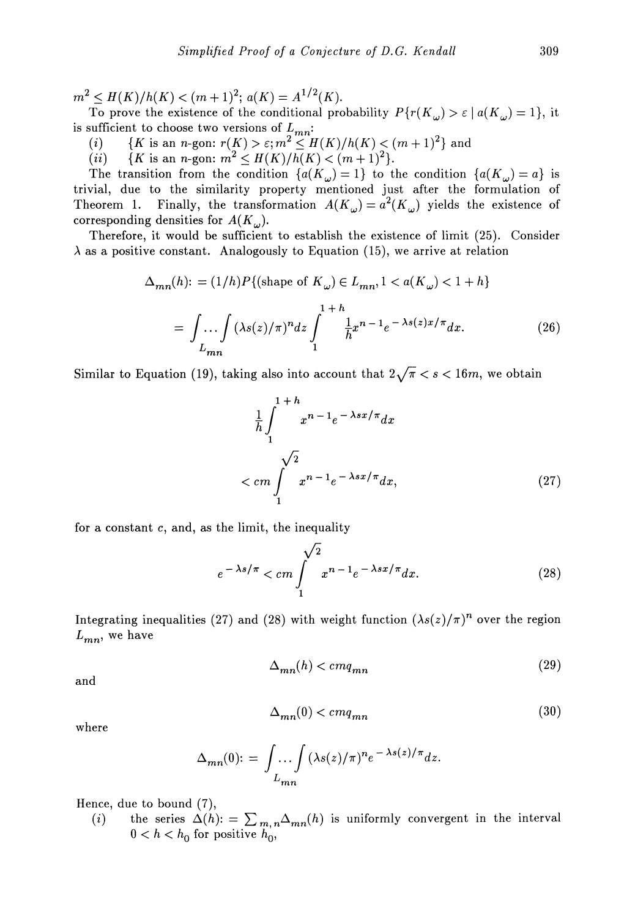$m^2 \leq H(K)/h(K) < (m+1)^2$; $a(K) = A^{1/2}(K)$.

To prove the existence of the conditional probability $P\{r(K_\omega) > \varepsilon \mid a(K_\omega) = 1\}$, it is sufficient to choose two versions of $L_{mn}$:

(*i*) $\{K \text{ is an } n\text{-gon: } r(K) > \varepsilon; m^2 \leq H(K)/h(K) < (m+1)^2\}$ and

(*ii*) $\{K \text{ is an } n\text{-gon: } m^2 \leq H(K)/h(K) < (m+1)^2\}$.

The transition from the condition $\{a(K_\omega) = 1\}$ to the condition $\{a(K_\omega) = a\}$ is trivial, due to the similarity property mentioned just after the formulation of Theorem 1. Finally, the transformation $A(K_\omega) = a^2(K_\omega)$ yields the existence of corresponding densities for $A(K_\omega)$.

Therefore, it would be sufficient to establish the existence of limit (25). Consider $\lambda$ as a positive constant. Analogously to Equation (15), we arrive at relation

$$\Delta_{mn}(h) := (1/h)P\{(\text{shape of } K_\omega) \in L_{mn}, 1 < a(K_\omega) < 1+h\}$$
$$= \int_{L_{mn}} \cdots \int (\lambda s(z)/\pi)^n dz \int_1^{1+h} \frac{1}{h} x^{n-1} e^{-\lambda s(z)x/\pi} dx. \tag{26}$$

Similar to Equation (19), taking also into account that $2\sqrt{\pi} < s < 16m$, we obtain

$$\frac{1}{h}\int_1^{1+h} x^{n-1} e^{-\lambda s x/\pi} dx$$
$$< cm \int_1^{\sqrt{2}} x^{n-1} e^{-\lambda s x/\pi} dx, \tag{27}$$

for a constant $c$, and, as the limit, the inequality

$$e^{-\lambda s/\pi} < cm \int_1^{\sqrt{2}} x^{n-1} e^{-\lambda s x/\pi} dx. \tag{28}$$

Integrating inequalities (27) and (28) with weight function $(\lambda s(z)/\pi)^n$ over the region $L_{mn}$, we have

$$\Delta_{mn}(h) < cmq_{mn} \tag{29}$$

and

$$\Delta_{mn}(0) < cmq_{mn} \tag{30}$$

where

$$\Delta_{mn}(0) := \int_{L_{mn}} \cdots \int (\lambda s(z)/\pi)^n e^{-\lambda s(z)/\pi} dz.$$

Hence, due to bound (7),

(*i*) the series $\Delta(h) := \sum_{m,n} \Delta_{mn}(h)$ is uniformly convergent in the interval $0 < h < h_0$ for positive $h_0$,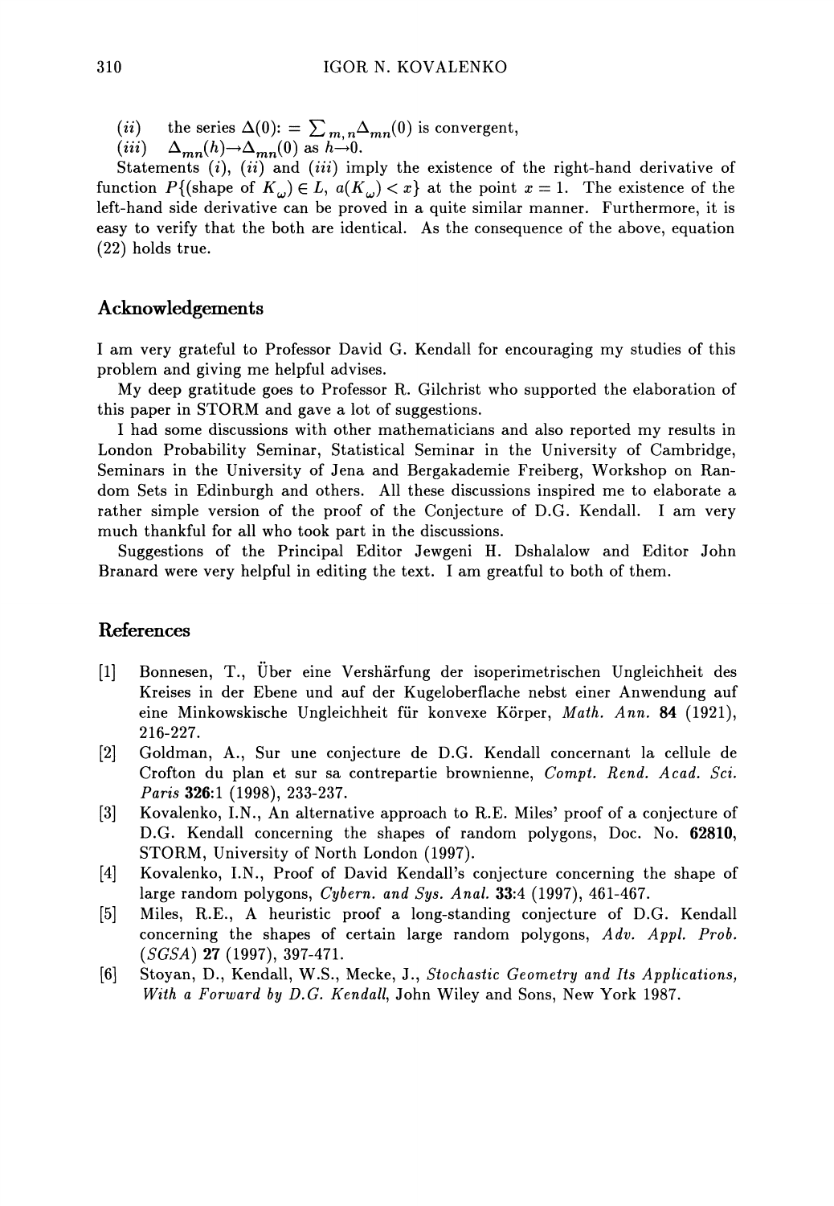(*ii*) the series $\Delta(0) := \sum_{m,n}\Delta_{mn}(0)$ is convergent,

(*iii*) $\Delta_{mn}(h) \to \Delta_{mn}(0)$ as $h \to 0$.

Statements (*i*), (*ii*) and (*iii*) imply the existence of the right-hand derivative of function $P\{(\text{shape of } K_\omega) \in L,\ a(K_\omega) < x\}$ at the point $x = 1$. The existence of the left-hand side derivative can be proved in a quite similar manner. Furthermore, it is easy to verify that the both are identical. As the consequence of the above, equation (22) holds true.

## Acknowledgements

I am very grateful to Professor David G. Kendall for encouraging my studies of this problem and giving me helpful advises.

My deep gratitude goes to Professor R. Gilchrist who supported the elaboration of this paper in STORM and gave a lot of suggestions.

I had some discussions with other mathematicians and also reported my results in London Probability Seminar, Statistical Seminar in the University of Cambridge, Seminars in the University of Jena and Bergakademie Freiberg, Workshop on Random Sets in Edinburgh and others. All these discussions inspired me to elaborate a rather simple version of the proof of the Conjecture of D.G. Kendall. I am very much thankful for all who took part in the discussions.

Suggestions of the Principal Editor Jewgeni H. Dshalalow and Editor John Branard were very helpful in editing the text. I am greatful to both of them.

## References

[1] Bonnesen, T., Über eine Vershärfung der isoperimetrischen Ungleichheit des Kreises in der Ebene und auf der Kugeloberflache nebst einer Anwendung auf eine Minkowskische Ungleichheit für konvexe Körper, *Math. Ann.* **84** (1921), 216-227.

[2] Goldman, A., Sur une conjecture de D.G. Kendall concernant la cellule de Crofton du plan et sur sa contrepartie brownienne, *Compt. Rend. Acad. Sci. Paris* **326**:1 (1998), 233-237.

[3] Kovalenko, I.N., An alternative approach to R.E. Miles' proof of a conjecture of D.G. Kendall concerning the shapes of random polygons, Doc. No. **62810**, STORM, University of North London (1997).

[4] Kovalenko, I.N., Proof of David Kendall's conjecture concerning the shape of large random polygons, *Cybern. and Sys. Anal.* **33**:4 (1997), 461-467.

[5] Miles, R.E., A heuristic proof a long-standing conjecture of D.G. Kendall concerning the shapes of certain large random polygons, *Adv. Appl. Prob. (SGSA)* **27** (1997), 397-471.

[6] Stoyan, D., Kendall, W.S., Mecke, J., *Stochastic Geometry and Its Applications, With a Forward by D.G. Kendall*, John Wiley and Sons, New York 1987.